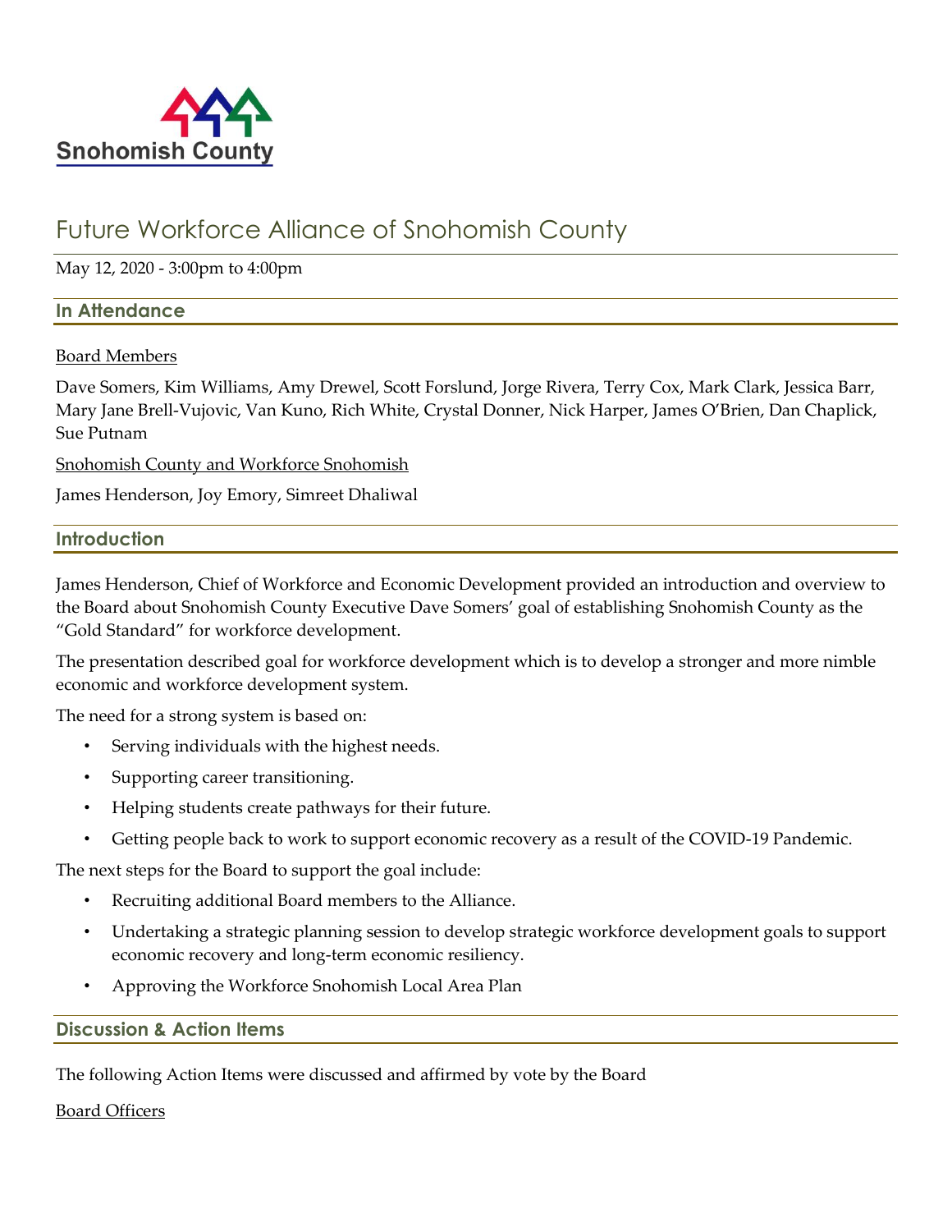Snohomish County

# Future Workforce Alliance of Snohomish County

May 12, 2020 - 3:00pm to 4:00pm

## In Attendance

Board Members

Dave Somers, Kim Williams, Amy Drewel, Scott Forslund, Jorge Rivera, Terry Cox, Mark Clark, Jessica Barr, Mary Jane Brell-Vujovic, Van Kuno, Rich White, Crystal Donner, Nick Harper, James O'Brien, Dan Chaplick, Sue Putnam

Snohomish County and Workforce Snohomish

James Henderson, Joy Emory, Simreet Dhaliwal

## Introduction

James Henderson, Chief of Workforce and Economic Development provided an introduction and overview to the Board about Snohomish County Executive Dave Somers' goal of establishing Snohomish County as the "Gold Standard" for workforce development.

The presentation described goal for workforce development which is to develop a stronger and more nimble economic and workforce development system.

The need for a strong system is based on:

- Serving individuals with the highest needs.
- Supporting career transitioning.
- Helping students create pathways for their future.
- Getting people back to work to support economic recovery as a result of the COVID-19 Pandemic.

The next steps for the Board to support the goal include:

- Recruiting additional Board members to the Alliance.
- Undertaking a strategic planning session to develop strategic workforce development goals to support economic recovery and long-term economic resiliency.
- Approving the Workforce Snohomish Local Area Plan

## Discussion & Action Items

The following Action Items were discussed and affirmed by vote by the Board

Board Officers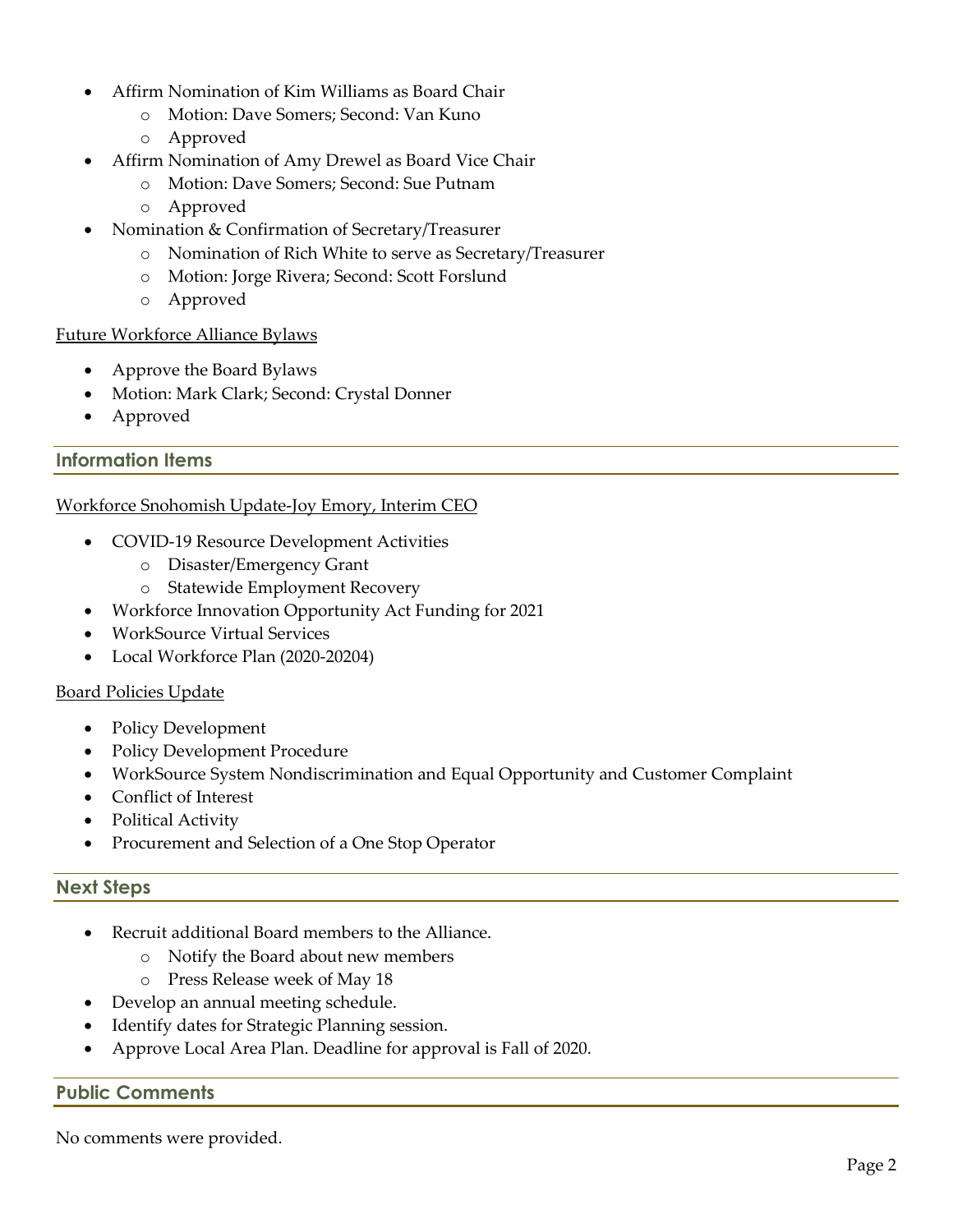- Affirm Nomination of Kim Williams as Board Chair
  - Motion: Dave Somers; Second: Van Kuno
  - Approved
- Affirm Nomination of Amy Drewel as Board Vice Chair
  - Motion: Dave Somers; Second: Sue Putnam
  - Approved
- Nomination & Confirmation of Secretary/Treasurer
  - Nomination of Rich White to serve as Secretary/Treasurer
  - Motion: Jorge Rivera; Second: Scott Forslund
  - Approved

Future Workforce Alliance Bylaws

- Approve the Board Bylaws
- Motion: Mark Clark; Second: Crystal Donner
- Approved

## Information Items

Workforce Snohomish Update-Joy Emory, Interim CEO

- COVID-19 Resource Development Activities
  - Disaster/Emergency Grant
  - Statewide Employment Recovery
- Workforce Innovation Opportunity Act Funding for 2021
- WorkSource Virtual Services
- Local Workforce Plan (2020-20204)

Board Policies Update

- Policy Development
- Policy Development Procedure
- WorkSource System Nondiscrimination and Equal Opportunity and Customer Complaint
- Conflict of Interest
- Political Activity
- Procurement and Selection of a One Stop Operator

## Next Steps

- Recruit additional Board members to the Alliance.
  - Notify the Board about new members
  - Press Release week of May 18
- Develop an annual meeting schedule.
- Identify dates for Strategic Planning session.
- Approve Local Area Plan. Deadline for approval is Fall of 2020.

## Public Comments

No comments were provided.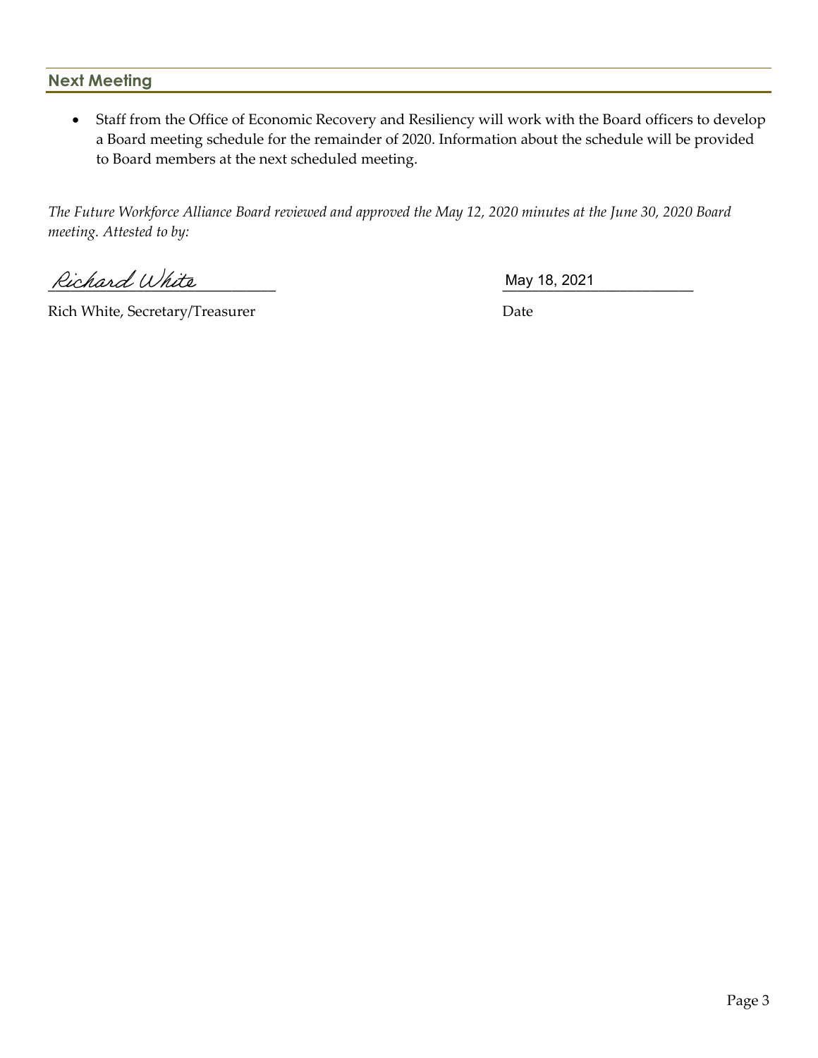## Next Meeting

- Staff from the Office of Economic Recovery and Resiliency will work with the Board officers to develop a Board meeting schedule for the remainder of 2020. Information about the schedule will be provided to Board members at the next scheduled meeting.

*The Future Workforce Alliance Board reviewed and approved the May 12, 2020 minutes at the June 30, 2020 Board meeting. Attested to by:*

Richard White ______________________ &nbsp;&nbsp;&nbsp;&nbsp;&nbsp;&nbsp;&nbsp;&nbsp; May 18, 2021______________________

Rich White, Secretary/Treasurer &nbsp;&nbsp;&nbsp;&nbsp;&nbsp;&nbsp;&nbsp;&nbsp; Date